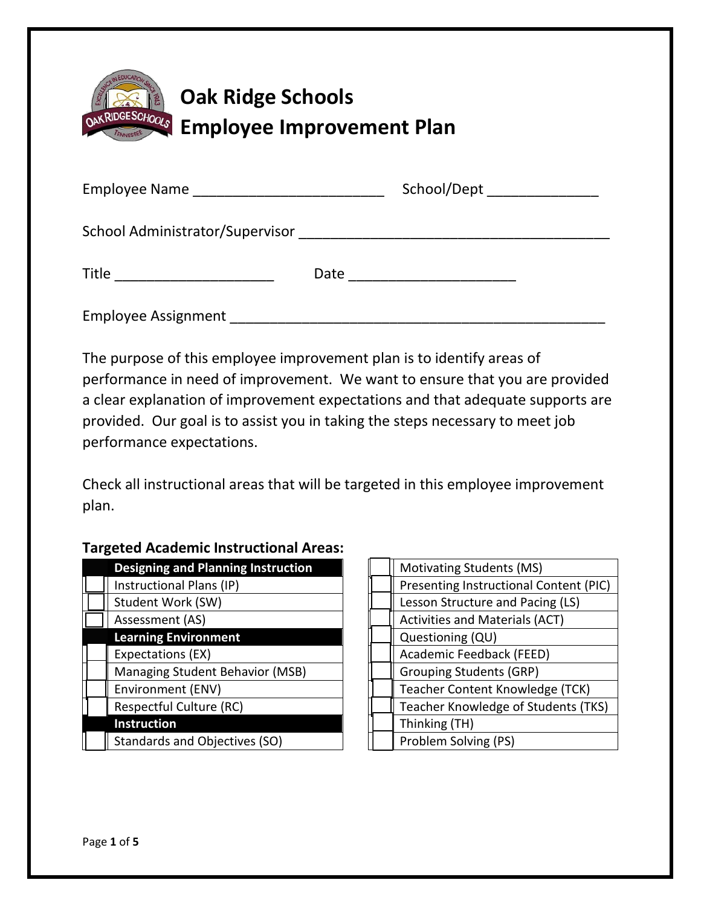# Oak Ridge Schools
# Employee Improvement Plan

Employee Name ________________________ School/Dept ______________

School Administrator/Supervisor ________________________________________

Title ____________________ Date _____________________

Employee Assignment ________________________________________________

The purpose of this employee improvement plan is to identify areas of performance in need of improvement. We want to ensure that you are provided a clear explanation of improvement expectations and that adequate supports are provided. Our goal is to assist you in taking the steps necessary to meet job performance expectations.

Check all instructional areas that will be targeted in this employee improvement plan.

**Targeted Academic Instructional Areas:**

| | **Designing and Planning Instruction** |
|---|---|
| ☐ | Instructional Plans (IP) |
| ☐ | Student Work (SW) |
| ☐ | Assessment (AS) |
| | **Learning Environment** |
| ☐ | Expectations (EX) |
| ☐ | Managing Student Behavior (MSB) |
| ☐ | Environment (ENV) |
| ☐ | Respectful Culture (RC) |
| | **Instruction** |
| ☐ | Standards and Objectives (SO) |
| ☐ | Motivating Students (MS) |
| ☐ | Presenting Instructional Content (PIC) |
| ☐ | Lesson Structure and Pacing (LS) |
| ☐ | Activities and Materials (ACT) |
| ☐ | Questioning (QU) |
| ☐ | Academic Feedback (FEED) |
| ☐ | Grouping Students (GRP) |
| ☐ | Teacher Content Knowledge (TCK) |
| ☐ | Teacher Knowledge of Students (TKS) |
| ☐ | Thinking (TH) |
| ☐ | Problem Solving (PS) |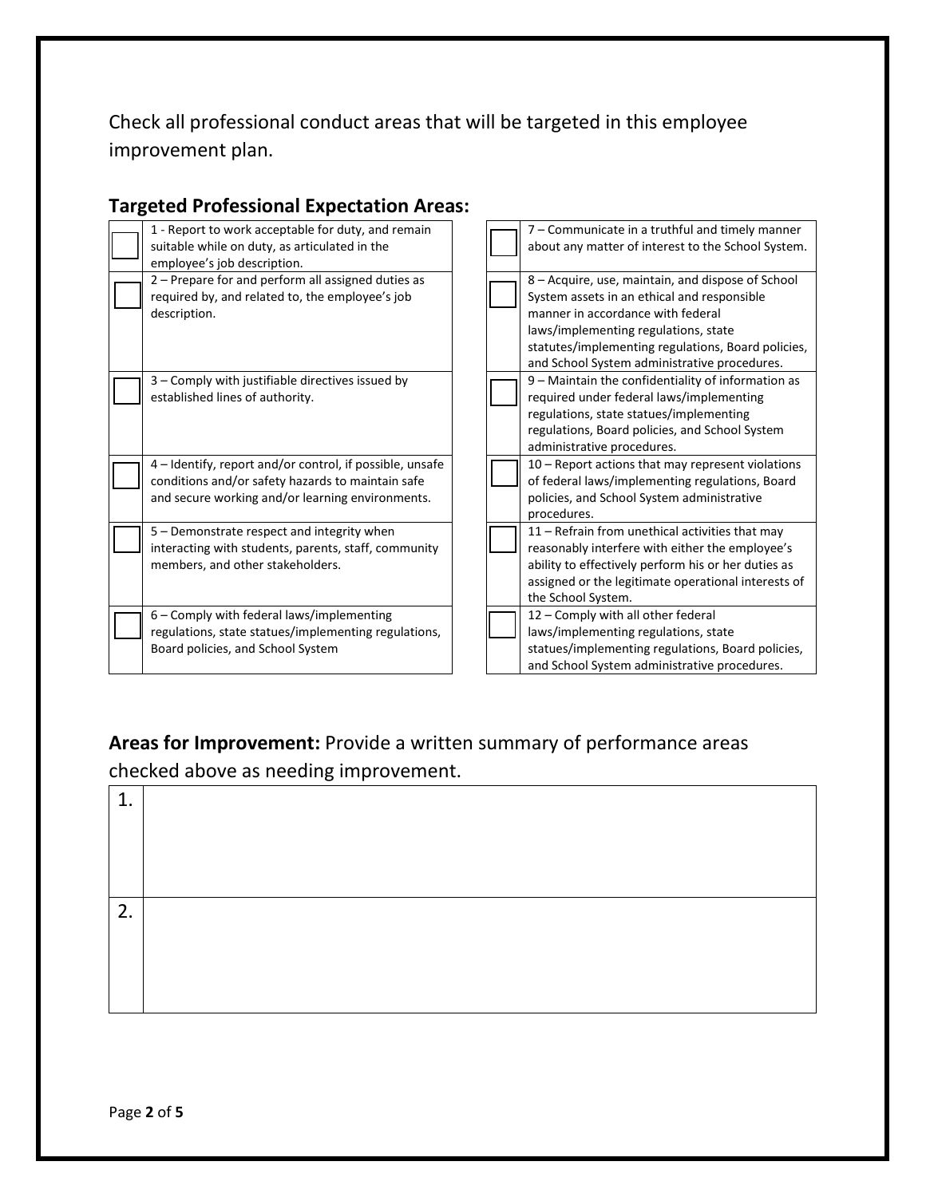Check all professional conduct areas that will be targeted in this employee improvement plan.

## Targeted Professional Expectation Areas:

| | |
|---|---|
| ☐ | 1 - Report to work acceptable for duty, and remain suitable while on duty, as articulated in the employee's job description. |
| ☐ | 2 – Prepare for and perform all assigned duties as required by, and related to, the employee's job description. |
| ☐ | 3 – Comply with justifiable directives issued by established lines of authority. |
| ☐ | 4 – Identify, report and/or control, if possible, unsafe conditions and/or safety hazards to maintain safe and secure working and/or learning environments. |
| ☐ | 5 – Demonstrate respect and integrity when interacting with students, parents, staff, community members, and other stakeholders. |
| ☐ | 6 – Comply with federal laws/implementing regulations, state statues/implementing regulations, Board policies, and School System |

| | |
|---|---|
| ☐ | 7 – Communicate in a truthful and timely manner about any matter of interest to the School System. |
| ☐ | 8 – Acquire, use, maintain, and dispose of School System assets in an ethical and responsible manner in accordance with federal laws/implementing regulations, state statutes/implementing regulations, Board policies, and School System administrative procedures. |
| ☐ | 9 – Maintain the confidentiality of information as required under federal laws/implementing regulations, state statues/implementing regulations, Board policies, and School System administrative procedures. |
| ☐ | 10 – Report actions that may represent violations of federal laws/implementing regulations, Board policies, and School System administrative procedures. |
| ☐ | 11 – Refrain from unethical activities that may reasonably interfere with either the employee's ability to effectively perform his or her duties as assigned or the legitimate operational interests of the School System. |
| ☐ | 12 – Comply with all other federal laws/implementing regulations, state statues/implementing regulations, Board policies, and School System administrative procedures. |

**Areas for Improvement:** Provide a written summary of performance areas checked above as needing improvement.

| | |
|---|---|
| 1. | |
| 2. | |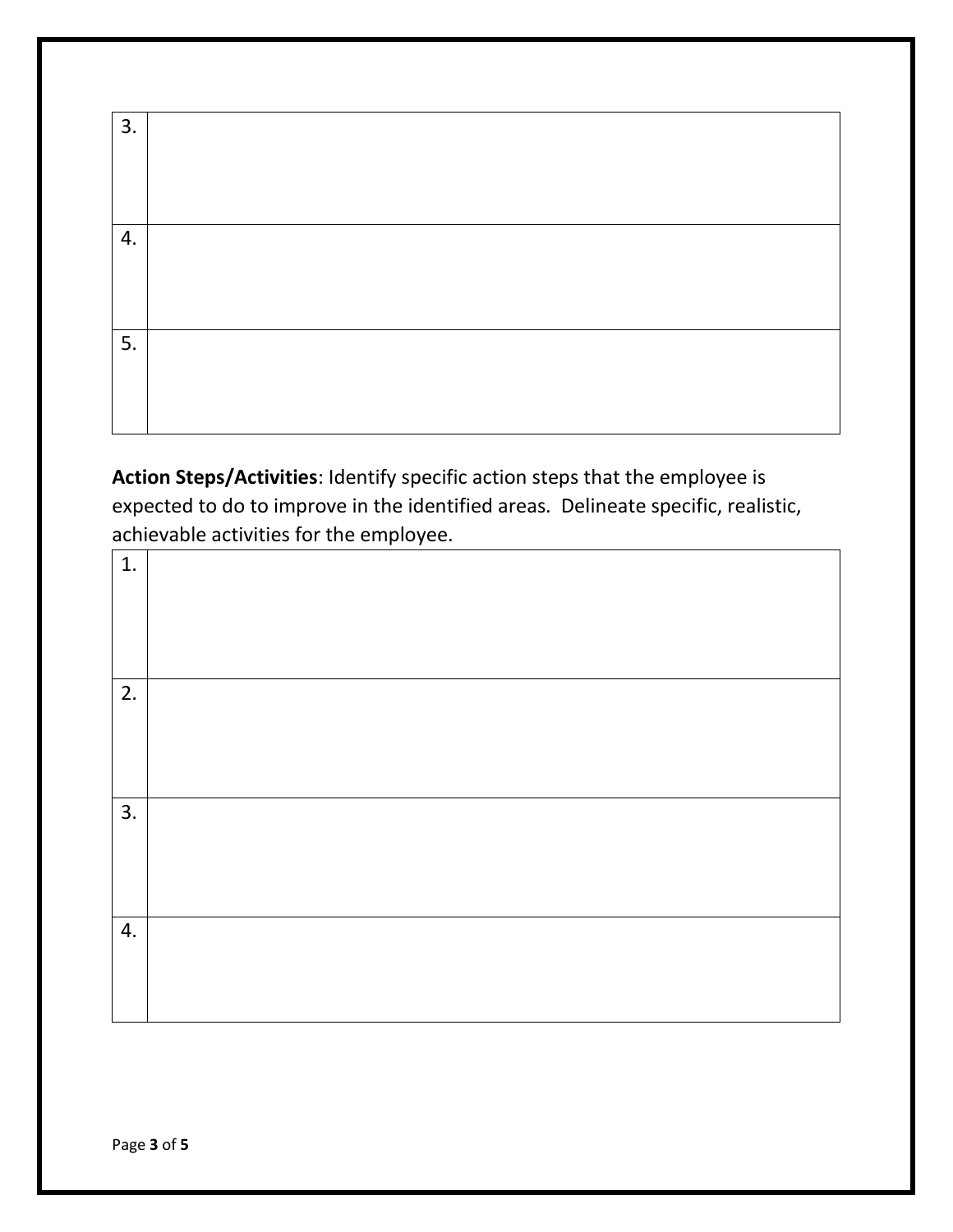| 3. | |
|---|---|
| 4. | |
| 5. | |

**Action Steps/Activities**: Identify specific action steps that the employee is expected to do to improve in the identified areas. Delineate specific, realistic, achievable activities for the employee.

| 1. | |
|---|---|
| 2. | |
| 3. | |
| 4. | |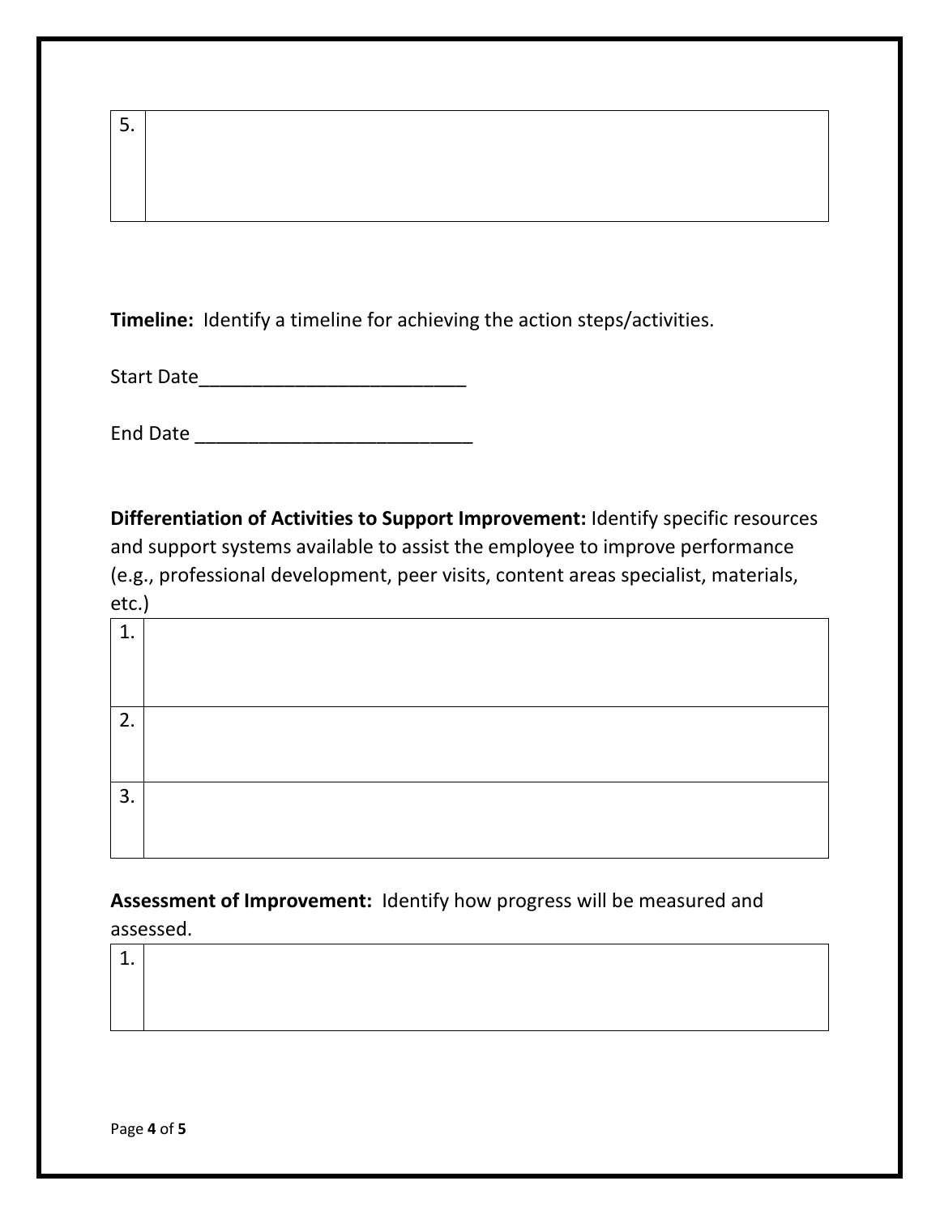| 5. | |
|---|---|

**Timeline:** Identify a timeline for achieving the action steps/activities.

Start Date_________________________

End Date __________________________

**Differentiation of Activities to Support Improvement:** Identify specific resources and support systems available to assist the employee to improve performance (e.g., professional development, peer visits, content areas specialist, materials, etc.)

| 1. | |
|---|---|
| 2. | |
| 3. | |

**Assessment of Improvement:** Identify how progress will be measured and assessed.

| 1. | |
|---|---|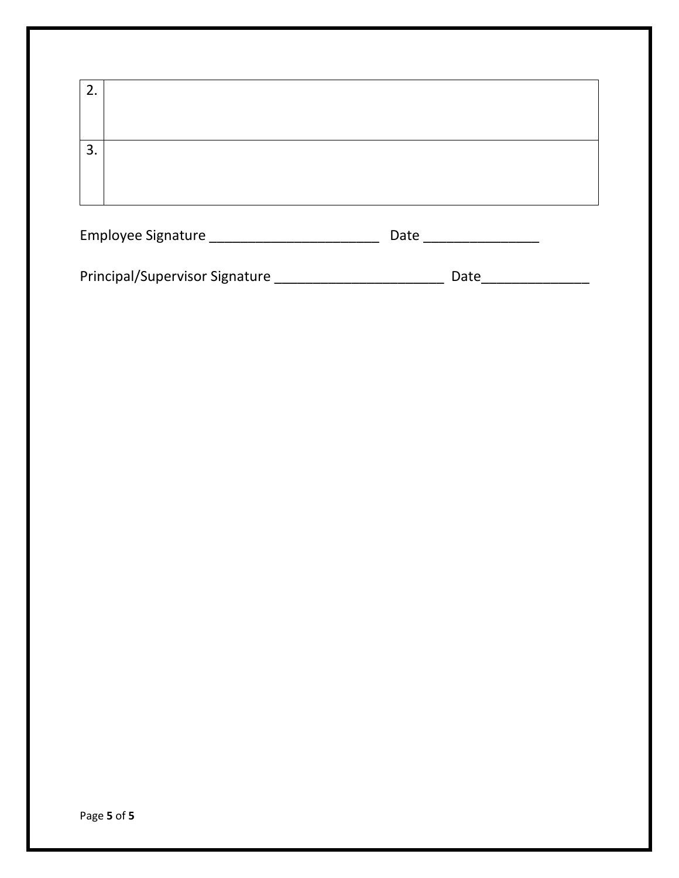| | |
|---|---|
| 2. | |
| 3. | |

Employee Signature ______________________ Date _______________

Principal/Supervisor Signature ______________________ Date______________